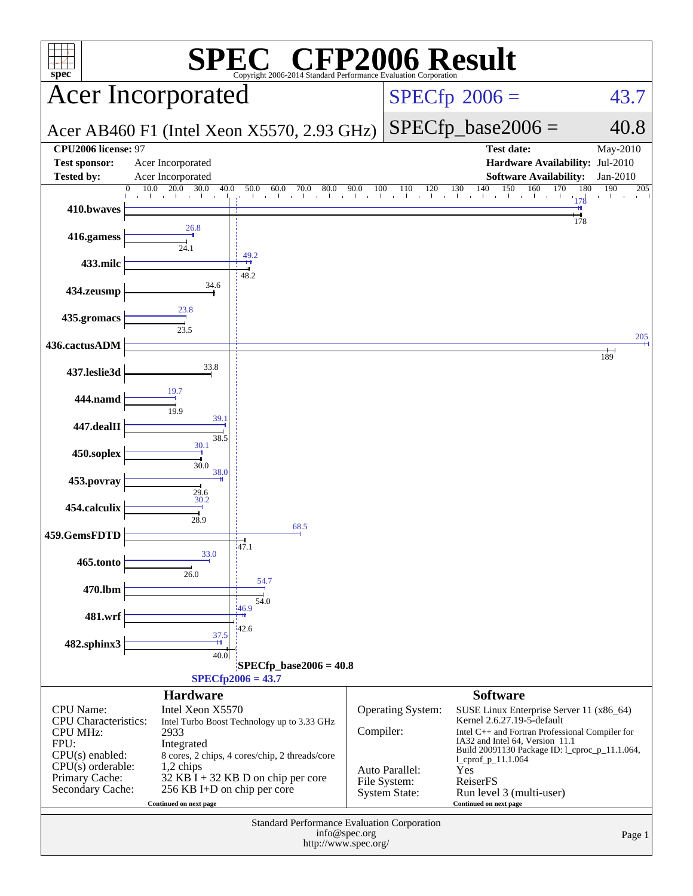# SPEC CFP2006 Result

Copyright 2006-2014 Standard Performance Evaluation Corporation

## Acer Incorporated

**Acer AB460 F1 (Intel Xeon X5570, 2.93 GHz)**

SPECfp 2006 = 43.7

SPECfp_base2006 = 40.8

| | | | |
|---|---|---|---|
| **CPU2006 license:** | 97 | **Test date:** | May-2010 |
| **Test sponsor:** | Acer Incorporated | **Hardware Availability:** | Jul-2010 |
| **Tested by:** | Acer Incorporated | **Software Availability:** | Jan-2010 |

| Benchmark | Peak | Base |
|---|---|---|
| 410.bwaves | 178 | 178 |
| 416.gamess | 26.8 | 24.1 |
| 433.milc | 49.2 | 48.2 |
| 434.zeusmp | | 34.6 |
| 435.gromacs | 23.8 | 23.5 |
| 436.cactusADM | 205 | 189 |
| 437.leslie3d | | 33.8 |
| 444.namd | 19.7 | 19.9 |
| 447.dealII | 39.1 | 38.5 |
| 450.soplex | 30.1 | 30.0 |
| 453.povray | 38.0 | 29.6 |
| 454.calculix | 30.2 | 28.9 |
| 459.GemsFDTD | 68.5 | 47.1 |
| 465.tonto | 33.0 | 26.0 |
| 470.lbm | 54.7 | 54.0 |
| 481.wrf | 46.9 | 42.6 |
| 482.sphinx3 | 37.5 | 40.0 |

SPECfp_base2006 = 40.8

SPECfp2006 = 43.7

### Hardware

| | |
|---|---|
| CPU Name: | Intel Xeon X5570 |
| CPU Characteristics: | Intel Turbo Boost Technology up to 3.33 GHz |
| CPU MHz: | 2933 |
| FPU: | Integrated |
| CPU(s) enabled: | 8 cores, 2 chips, 4 cores/chip, 2 threads/core |
| CPU(s) orderable: | 1,2 chips |
| Primary Cache: | 32 KB I + 32 KB D on chip per core |
| Secondary Cache: | 256 KB I+D on chip per core |

Continued on next page

### Software

| | |
|---|---|
| Operating System: | SUSE Linux Enterprise Server 11 (x86_64) Kernel 2.6.27.19-5-default |
| Compiler: | Intel C++ and Fortran Professional Compiler for IA32 and Intel 64, Version 11.1 Build 20091130 Package ID: l_cproc_p_11.1.064, l_cprof_p_11.1.064 |
| Auto Parallel: | Yes |
| File System: | ReiserFS |
| System State: | Run level 3 (multi-user) |

Continued on next page

Standard Performance Evaluation Corporation
info@spec.org
http://www.spec.org/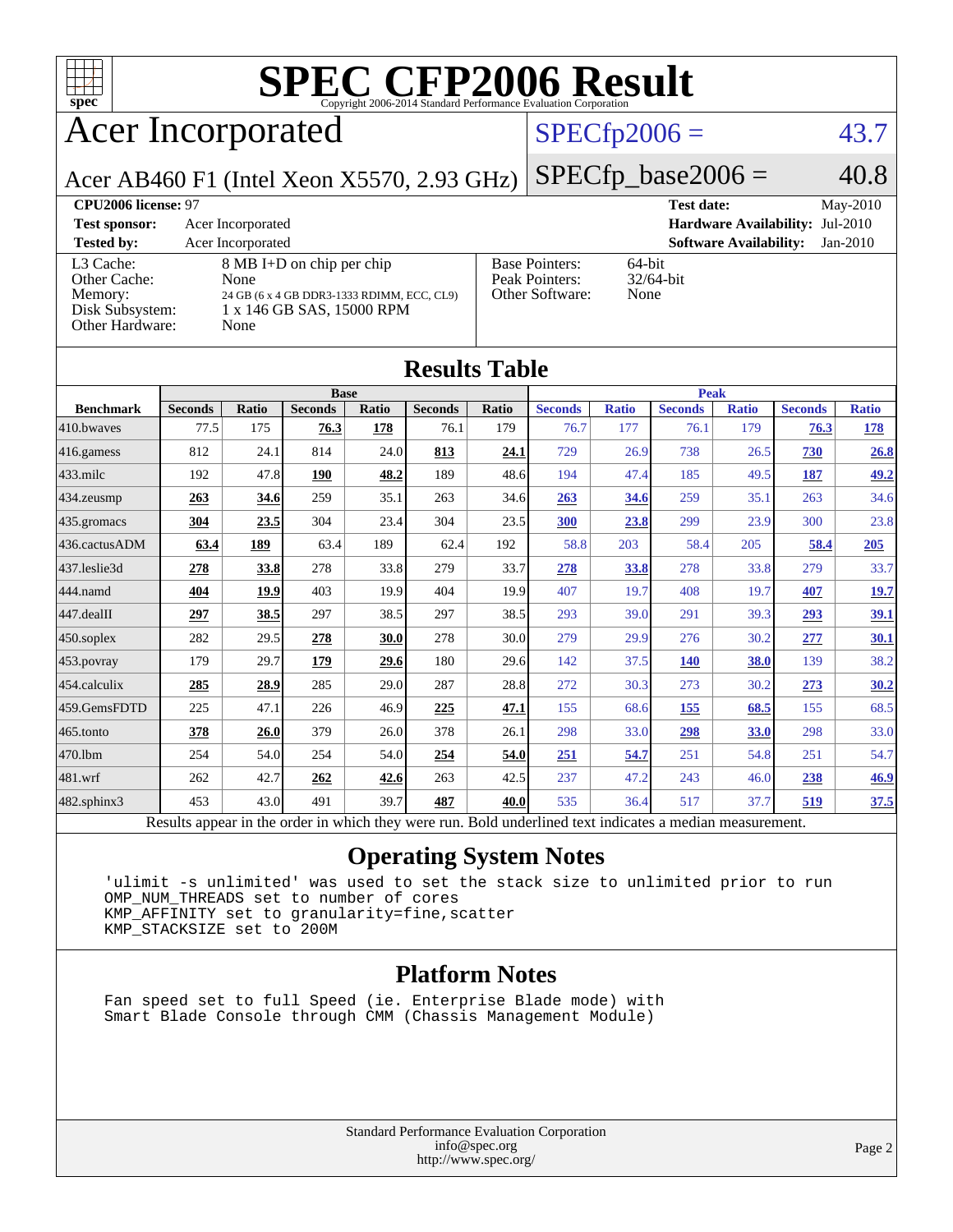# SPEC CFP2006 Result

Copyright 2006-2014 Standard Performance Evaluation Corporation

## Acer Incorporated

Acer AB460 F1 (Intel Xeon X5570, 2.93 GHz)

SPECfp2006 = 43.7

SPECfp_base2006 = 40.8

**CPU2006 license:** 97
**Test sponsor:** Acer Incorporated
**Tested by:** Acer Incorporated

**Test date:** May-2010
**Hardware Availability:** Jul-2010
**Software Availability:** Jan-2010

| | |
|---|---|
| L3 Cache: | 8 MB I+D on chip per chip |
| Other Cache: | None |
| Memory: | 24 GB (6 x 4 GB DDR3-1333 RDIMM, ECC, CL9) |
| Disk Subsystem: | 1 x 146 GB SAS, 15000 RPM |
| Other Hardware: | None |

| | |
|---|---|
| Base Pointers: | 64-bit |
| Peak Pointers: | 32/64-bit |
| Other Software: | None |

## Results Table

| | Base | | | | | | Peak | | | | | |
|---|---|---|---|---|---|---|---|---|---|---|---|---|
| **Benchmark** | **Seconds** | **Ratio** | **Seconds** | **Ratio** | **Seconds** | **Ratio** | **Seconds** | **Ratio** | **Seconds** | **Ratio** | **Seconds** | **Ratio** |
| 410.bwaves | 77.5 | 175 | **76.3** | **178** | 76.1 | 179 | 76.7 | 177 | 76.1 | 179 | **76.3** | **178** |
| 416.gamess | 812 | 24.1 | 814 | 24.0 | **813** | **24.1** | 729 | 26.9 | 738 | 26.5 | **730** | **26.8** |
| 433.milc | 192 | 47.8 | **190** | **48.2** | 189 | 48.6 | 194 | 47.4 | 185 | 49.5 | **187** | **49.2** |
| 434.zeusmp | **263** | **34.6** | 259 | 35.1 | 263 | 34.6 | **263** | **34.6** | 259 | 35.1 | 263 | 34.6 |
| 435.gromacs | **304** | **23.5** | 304 | 23.4 | 304 | 23.5 | **300** | **23.8** | 299 | 23.9 | 300 | 23.8 |
| 436.cactusADM | **63.4** | **189** | 63.4 | 189 | 62.4 | 192 | 58.8 | 203 | 58.4 | 205 | **58.4** | **205** |
| 437.leslie3d | **278** | **33.8** | 278 | 33.8 | 279 | 33.7 | **278** | **33.8** | 278 | 33.8 | 279 | 33.7 |
| 444.namd | **404** | **19.9** | 403 | 19.9 | 404 | 19.9 | 407 | 19.7 | 408 | 19.7 | **407** | **19.7** |
| 447.dealII | **297** | **38.5** | 297 | 38.5 | 297 | 38.5 | 293 | 39.0 | 291 | 39.3 | **293** | **39.1** |
| 450.soplex | 282 | 29.5 | **278** | **30.0** | 278 | 30.0 | 279 | 29.9 | 276 | 30.2 | **277** | **30.1** |
| 453.povray | 179 | 29.7 | **179** | **29.6** | 180 | 29.6 | 142 | 37.5 | **140** | **38.0** | 139 | 38.2 |
| 454.calculix | **285** | **28.9** | 285 | 29.0 | 287 | 28.8 | 272 | 30.3 | 273 | 30.2 | **273** | **30.2** |
| 459.GemsFDTD | 225 | 47.1 | 226 | 46.9 | **225** | **47.1** | 155 | 68.6 | **155** | **68.5** | 155 | 68.5 |
| 465.tonto | **378** | **26.0** | 379 | 26.0 | 378 | 26.1 | 298 | 33.0 | **298** | **33.0** | 298 | 33.0 |
| 470.lbm | 254 | 54.0 | 254 | 54.0 | **254** | **54.0** | **251** | **54.7** | 251 | 54.8 | 251 | 54.7 |
| 481.wrf | 262 | 42.7 | **262** | **42.6** | 263 | 42.5 | 237 | 47.2 | 243 | 46.0 | **238** | **46.9** |
| 482.sphinx3 | 453 | 43.0 | 491 | 39.7 | **487** | **40.0** | 535 | 36.4 | 517 | 37.7 | **519** | **37.5** |

Results appear in the order in which they were run. Bold underlined text indicates a median measurement.

## Operating System Notes

```
'ulimit -s unlimited' was used to set the stack size to unlimited prior to run
OMP_NUM_THREADS set to number of cores
KMP_AFFINITY set to granularity=fine,scatter
KMP_STACKSIZE set to 200M
```

## Platform Notes

```
Fan speed set to full Speed (ie. Enterprise Blade mode) with
Smart Blade Console through CMM (Chassis Management Module)
```

Standard Performance Evaluation Corporation
info@spec.org
http://www.spec.org/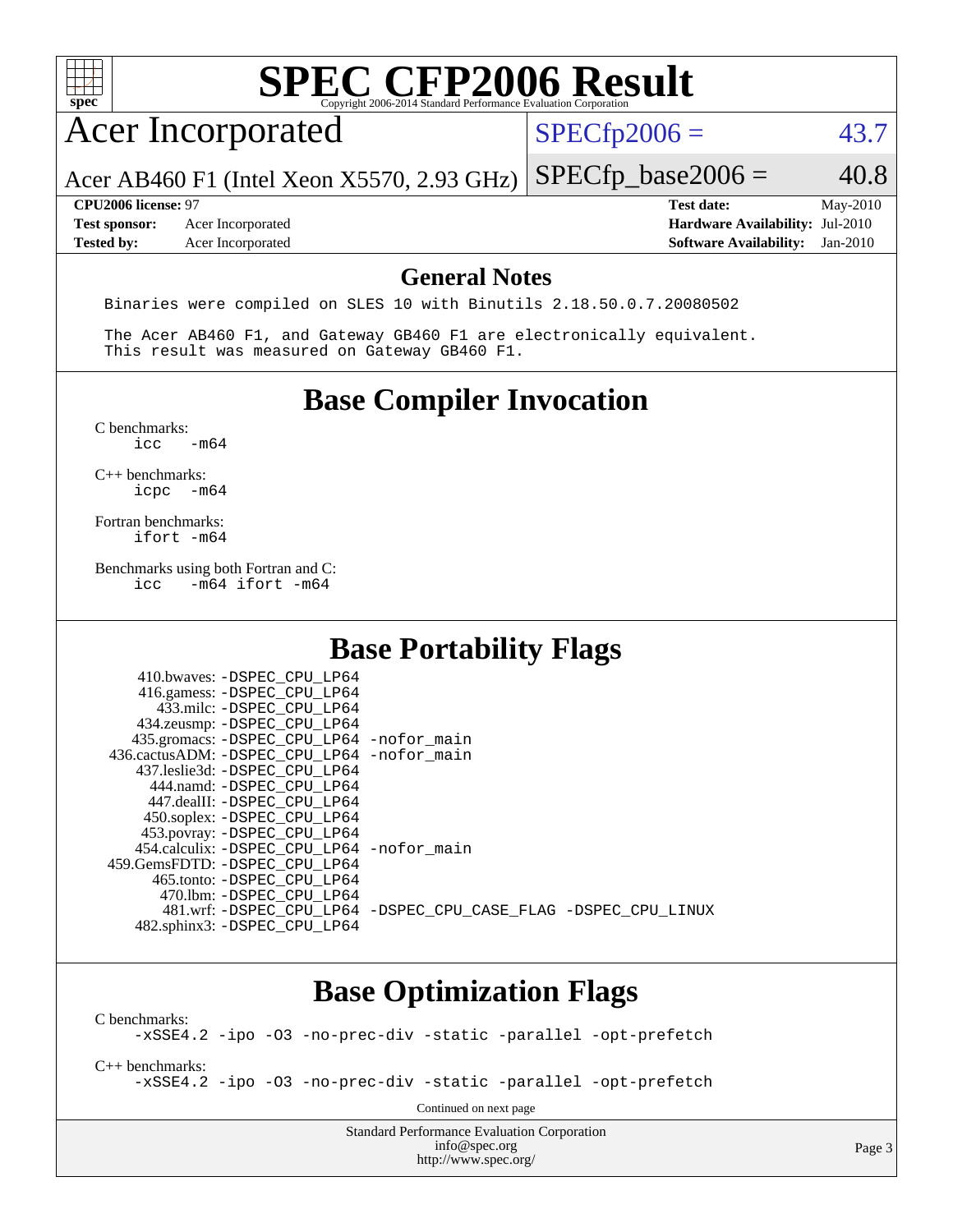# SPEC CFP2006 Result

Copyright 2006-2014 Standard Performance Evaluation Corporation

## Acer Incorporated

Acer AB460 F1 (Intel Xeon X5570, 2.93 GHz)

SPECfp2006 = 43.7

SPECfp_base2006 = 40.8

| | | | |
|---|---|---|---|
| **CPU2006 license:** 97 | | **Test date:** | May-2010 |
| **Test sponsor:** | Acer Incorporated | **Hardware Availability:** | Jul-2010 |
| **Tested by:** | Acer Incorporated | **Software Availability:** | Jan-2010 |

## General Notes

```
Binaries were compiled on SLES 10 with Binutils 2.18.50.0.7.20080502

The Acer AB460 F1, and Gateway GB460 F1 are electronically equivalent.
This result was measured on Gateway GB460 F1.
```

## Base Compiler Invocation

C benchmarks:
```
icc   -m64
```

C++ benchmarks:
```
icpc  -m64
```

Fortran benchmarks:
```
ifort -m64
```

Benchmarks using both Fortran and C:
```
icc   -m64 ifort -m64
```

## Base Portability Flags

```
    410.bwaves: -DSPEC_CPU_LP64
    416.gamess: -DSPEC_CPU_LP64
      433.milc: -DSPEC_CPU_LP64
    434.zeusmp: -DSPEC_CPU_LP64
   435.gromacs: -DSPEC_CPU_LP64 -nofor_main
  436.cactusADM: -DSPEC_CPU_LP64 -nofor_main
   437.leslie3d: -DSPEC_CPU_LP64
      444.namd: -DSPEC_CPU_LP64
    447.dealII: -DSPEC_CPU_LP64
    450.soplex: -DSPEC_CPU_LP64
    453.povray: -DSPEC_CPU_LP64
  454.calculix: -DSPEC_CPU_LP64 -nofor_main
  459.GemsFDTD: -DSPEC_CPU_LP64
     465.tonto: -DSPEC_CPU_LP64
       470.lbm: -DSPEC_CPU_LP64
       481.wrf: -DSPEC_CPU_LP64 -DSPEC_CPU_CASE_FLAG -DSPEC_CPU_LINUX
   482.sphinx3: -DSPEC_CPU_LP64
```

## Base Optimization Flags

C benchmarks:
```
-xSSE4.2 -ipo -O3 -no-prec-div -static -parallel -opt-prefetch
```

C++ benchmarks:
```
-xSSE4.2 -ipo -O3 -no-prec-div -static -parallel -opt-prefetch
```

Continued on next page

Standard Performance Evaluation Corporation
info@spec.org
http://www.spec.org/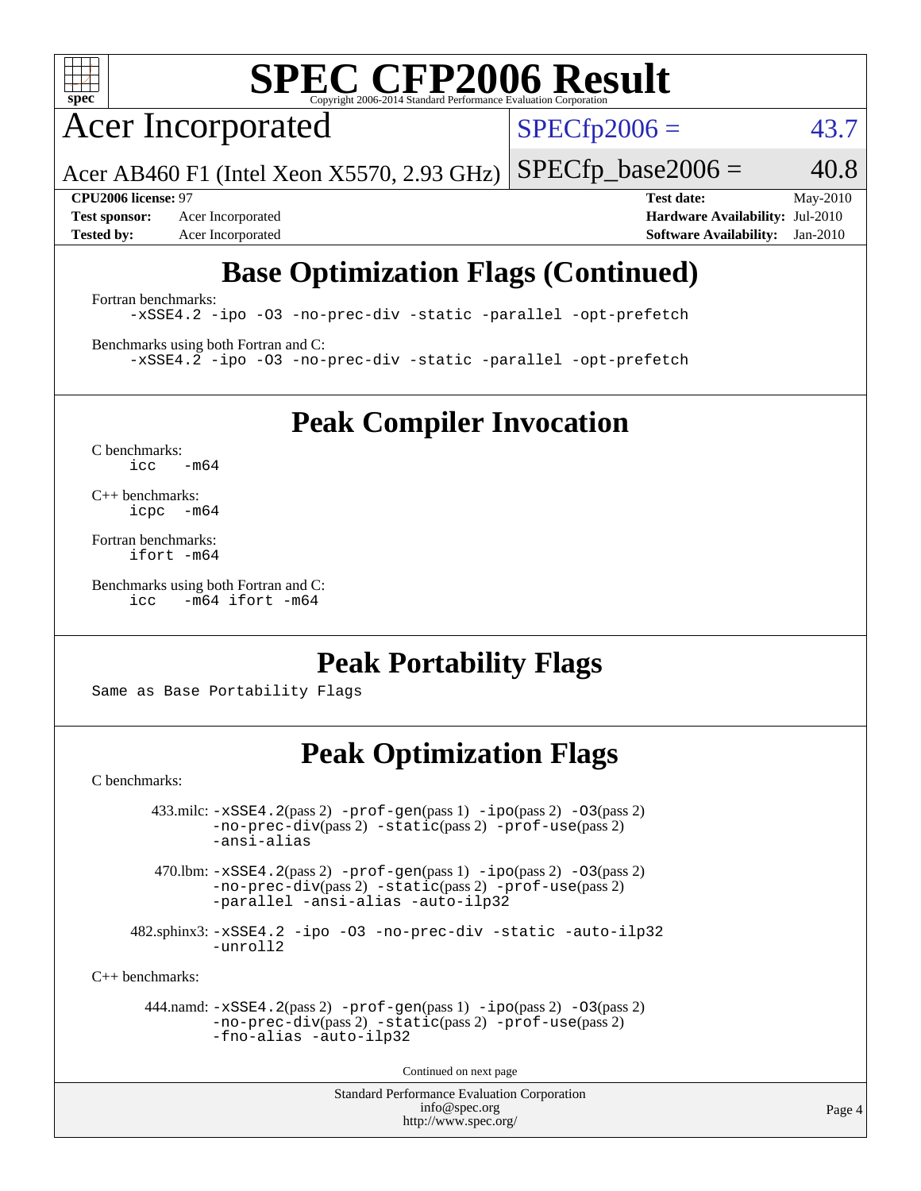# SPEC CFP2006 Result

Copyright 2006-2014 Standard Performance Evaluation Corporation

## Acer Incorporated

Acer AB460 F1 (Intel Xeon X5570, 2.93 GHz)

SPECfp2006 = 43.7

SPECfp_base2006 = 40.8

**CPU2006 license:** 97
**Test sponsor:** Acer Incorporated
**Tested by:** Acer Incorporated

**Test date:** May-2010
**Hardware Availability:** Jul-2010
**Software Availability:** Jan-2010

## Base Optimization Flags (Continued)

Fortran benchmarks:

```
-xSSE4.2 -ipo -O3 -no-prec-div -static -parallel -opt-prefetch
```

Benchmarks using both Fortran and C:

```
-xSSE4.2 -ipo -O3 -no-prec-div -static -parallel -opt-prefetch
```

## Peak Compiler Invocation

C benchmarks:

```
icc   -m64
```

C++ benchmarks:

```
icpc  -m64
```

Fortran benchmarks:

```
ifort -m64
```

Benchmarks using both Fortran and C:

```
icc   -m64 ifort -m64
```

## Peak Portability Flags

Same as Base Portability Flags

## Peak Optimization Flags

C benchmarks:

433.milc: -xSSE4.2(pass 2) -prof-gen(pass 1) -ipo(pass 2) -O3(pass 2) -no-prec-div(pass 2) -static(pass 2) -prof-use(pass 2) -ansi-alias

470.lbm: -xSSE4.2(pass 2) -prof-gen(pass 1) -ipo(pass 2) -O3(pass 2) -no-prec-div(pass 2) -static(pass 2) -prof-use(pass 2) -parallel -ansi-alias -auto-ilp32

482.sphinx3: -xSSE4.2 -ipo -O3 -no-prec-div -static -auto-ilp32 -unroll2

C++ benchmarks:

444.namd: -xSSE4.2(pass 2) -prof-gen(pass 1) -ipo(pass 2) -O3(pass 2) -no-prec-div(pass 2) -static(pass 2) -prof-use(pass 2) -fno-alias -auto-ilp32

Continued on next page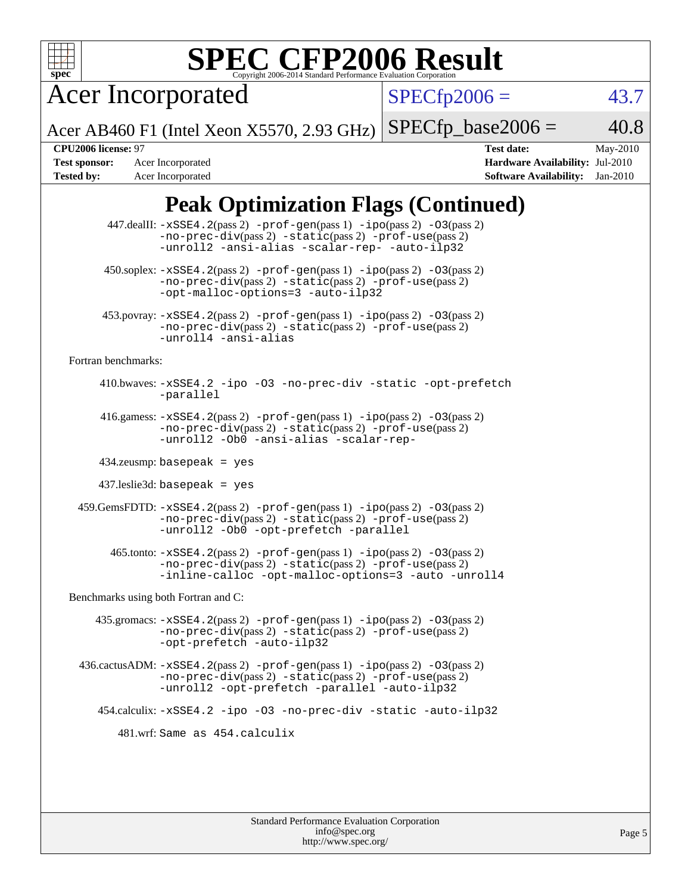# SPEC CFP2006 Result

Copyright 2006-2014 Standard Performance Evaluation Corporation

## Acer Incorporated

Acer AB460 F1 (Intel Xeon X5570, 2.93 GHz)

SPECfp2006 = 43.7

SPECfp_base2006 = 40.8

| | | | |
|---|---|---|---|
| **CPU2006 license:** 97 | | **Test date:** | May-2010 |
| **Test sponsor:** | Acer Incorporated | **Hardware Availability:** | Jul-2010 |
| **Tested by:** | Acer Incorporated | **Software Availability:** | Jan-2010 |

## Peak Optimization Flags (Continued)

447.dealII: -xSSE4.2(pass 2) -prof-gen(pass 1) -ipo(pass 2) -O3(pass 2) -no-prec-div(pass 2) -static(pass 2) -prof-use(pass 2) -unroll2 -ansi-alias -scalar-rep- -auto-ilp32

450.soplex: -xSSE4.2(pass 2) -prof-gen(pass 1) -ipo(pass 2) -O3(pass 2) -no-prec-div(pass 2) -static(pass 2) -prof-use(pass 2) -opt-malloc-options=3 -auto-ilp32

453.povray: -xSSE4.2(pass 2) -prof-gen(pass 1) -ipo(pass 2) -O3(pass 2) -no-prec-div(pass 2) -static(pass 2) -prof-use(pass 2) -unroll4 -ansi-alias

Fortran benchmarks:

410.bwaves: -xSSE4.2 -ipo -O3 -no-prec-div -static -opt-prefetch -parallel

416.gamess: -xSSE4.2(pass 2) -prof-gen(pass 1) -ipo(pass 2) -O3(pass 2) -no-prec-div(pass 2) -static(pass 2) -prof-use(pass 2) -unroll2 -Ob0 -ansi-alias -scalar-rep-

434.zeusmp: basepeak = yes

437.leslie3d: basepeak = yes

459.GemsFDTD: -xSSE4.2(pass 2) -prof-gen(pass 1) -ipo(pass 2) -O3(pass 2) -no-prec-div(pass 2) -static(pass 2) -prof-use(pass 2) -unroll2 -Ob0 -opt-prefetch -parallel

465.tonto: -xSSE4.2(pass 2) -prof-gen(pass 1) -ipo(pass 2) -O3(pass 2) -no-prec-div(pass 2) -static(pass 2) -prof-use(pass 2) -inline-calloc -opt-malloc-options=3 -auto -unroll4

Benchmarks using both Fortran and C:

435.gromacs: -xSSE4.2(pass 2) -prof-gen(pass 1) -ipo(pass 2) -O3(pass 2) -no-prec-div(pass 2) -static(pass 2) -prof-use(pass 2) -opt-prefetch -auto-ilp32

436.cactusADM: -xSSE4.2(pass 2) -prof-gen(pass 1) -ipo(pass 2) -O3(pass 2) -no-prec-div(pass 2) -static(pass 2) -prof-use(pass 2) -unroll2 -opt-prefetch -parallel -auto-ilp32

454.calculix: -xSSE4.2 -ipo -O3 -no-prec-div -static -auto-ilp32

481.wrf: Same as 454.calculix

Standard Performance Evaluation Corporation
info@spec.org
http://www.spec.org/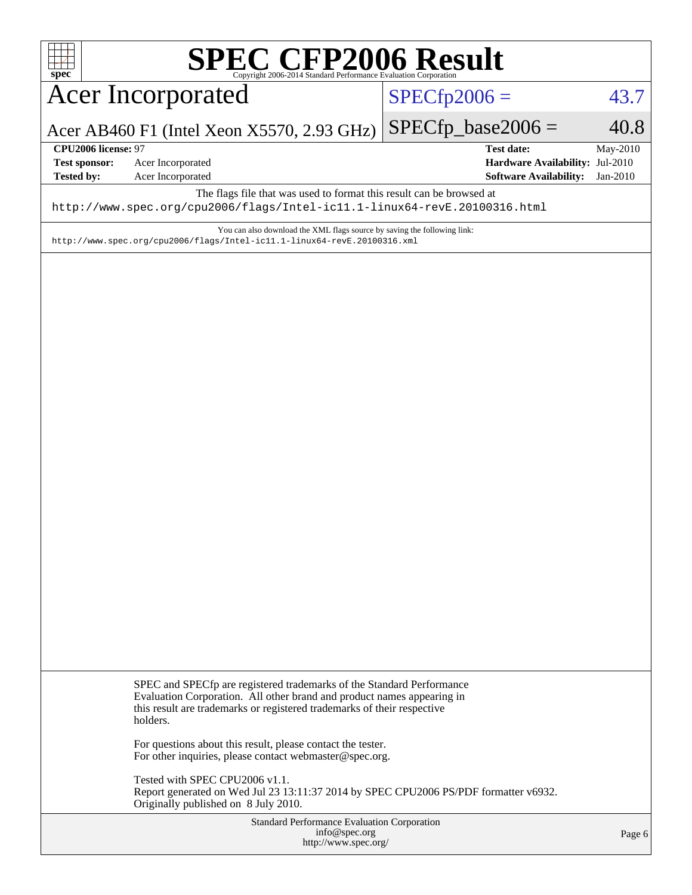# SPEC CFP2006 Result

Copyright 2006-2014 Standard Performance Evaluation Corporation

## Acer Incorporated

Acer AB460 F1 (Intel Xeon X5570, 2.93 GHz)

SPECfp2006 = 43.7

SPECfp_base2006 = 40.8

| | | | |
|---|---|---|---|
| **CPU2006 license:** 97 | | **Test date:** | May-2010 |
| **Test sponsor:** | Acer Incorporated | **Hardware Availability:** | Jul-2010 |
| **Tested by:** | Acer Incorporated | **Software Availability:** | Jan-2010 |

The flags file that was used to format this result can be browsed at
http://www.spec.org/cpu2006/flags/Intel-ic11.1-linux64-revE.20100316.html

You can also download the XML flags source by saving the following link:
http://www.spec.org/cpu2006/flags/Intel-ic11.1-linux64-revE.20100316.xml

SPEC and SPECfp are registered trademarks of the Standard Performance Evaluation Corporation. All other brand and product names appearing in this result are trademarks or registered trademarks of their respective holders.

For questions about this result, please contact the tester.
For other inquiries, please contact webmaster@spec.org.

Tested with SPEC CPU2006 v1.1.
Report generated on Wed Jul 23 13:11:37 2014 by SPEC CPU2006 PS/PDF formatter v6932.
Originally published on 8 July 2010.

Standard Performance Evaluation Corporation
info@spec.org
http://www.spec.org/